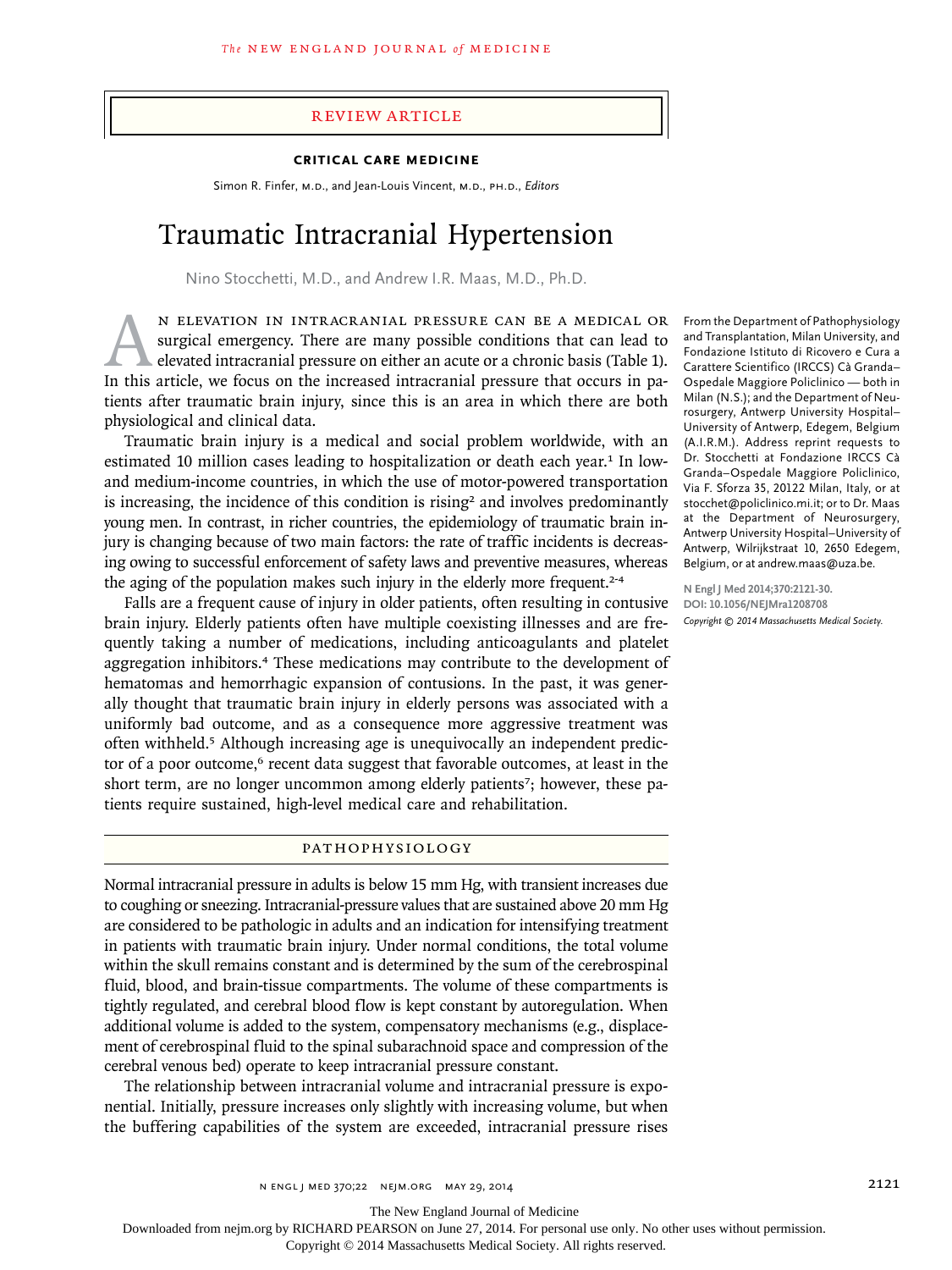REVIEW ARTICLE

**CRITICAL CARE MEDICINE**

Simon R. Finfer, M.D., and Jean-Louis Vincent, M.D., Ph.D., *Editors*

# Traumatic Intracranial Hypertension

Nino Stocchetti, M.D., and Andrew I.R. Maas, M.D., Ph.D.

From the Department of Pathophysiology and Transplantation, Milan University, and Fondazione Istituto di Ricovero e Cura a Carattere Scientifico (IRCCS) Cà Granda–Ospedale Maggiore Policlinico — both in Milan (N.S.); and the Department of Neurosurgery, Antwerp University Hospital–University of Antwerp, Edegem, Belgium (A.I.R.M.). Address reprint requests to Dr. Stocchetti at Fondazione IRCCS Cà Granda–Ospedale Maggiore Policlinico, Via F. Sforza 35, 20122 Milan, Italy, or at stocchet@policlinico.mi.it; or to Dr. Maas at the Department of Neurosurgery, Antwerp University Hospital–University of Antwerp, Wilrijkstraat 10, 2650 Edegem, Belgium, or at andrew.maas@uza.be.

**N Engl J Med 2014;370:2121-30.**
**DOI: 10.1056/NEJMra1208708**
*Copyright © 2014 Massachusetts Medical Society.*

An elevation in intracranial pressure can be a medical or surgical emergency. There are many possible conditions that can lead to elevated intracranial pressure on either an acute or a chronic basis (Table 1). In this article, we focus on the increased intracranial pressure that occurs in patients after traumatic brain injury, since this is an area in which there are both physiological and clinical data.

Traumatic brain injury is a medical and social problem worldwide, with an estimated 10 million cases leading to hospitalization or death each year.[1] In low- and medium-income countries, in which the use of motor-powered transportation is increasing, the incidence of this condition is rising[2] and involves predominantly young men. In contrast, in richer countries, the epidemiology of traumatic brain injury is changing because of two main factors: the rate of traffic incidents is decreasing owing to successful enforcement of safety laws and preventive measures, whereas the aging of the population makes such injury in the elderly more frequent.[2-4]

Falls are a frequent cause of injury in older patients, often resulting in contusive brain injury. Elderly patients often have multiple coexisting illnesses and are frequently taking a number of medications, including anticoagulants and platelet aggregation inhibitors.[4] These medications may contribute to the development of hematomas and hemorrhagic expansion of contusions. In the past, it was generally thought that traumatic brain injury in elderly persons was associated with a uniformly bad outcome, and as a consequence more aggressive treatment was often withheld.[5] Although increasing age is unequivocally an independent predictor of a poor outcome,[6] recent data suggest that favorable outcomes, at least in the short term, are no longer uncommon among elderly patients[7]; however, these patients require sustained, high-level medical care and rehabilitation.

## PATHOPHYSIOLOGY

Normal intracranial pressure in adults is below 15 mm Hg, with transient increases due to coughing or sneezing. Intracranial-pressure values that are sustained above 20 mm Hg are considered to be pathologic in adults and an indication for intensifying treatment in patients with traumatic brain injury. Under normal conditions, the total volume within the skull remains constant and is determined by the sum of the cerebrospinal fluid, blood, and brain-tissue compartments. The volume of these compartments is tightly regulated, and cerebral blood flow is kept constant by autoregulation. When additional volume is added to the system, compensatory mechanisms (e.g., displacement of cerebrospinal fluid to the spinal subarachnoid space and compression of the cerebral venous bed) operate to keep intracranial pressure constant.

The relationship between intracranial volume and intracranial pressure is exponential. Initially, pressure increases only slightly with increasing volume, but when the buffering capabilities of the system are exceeded, intracranial pressure rises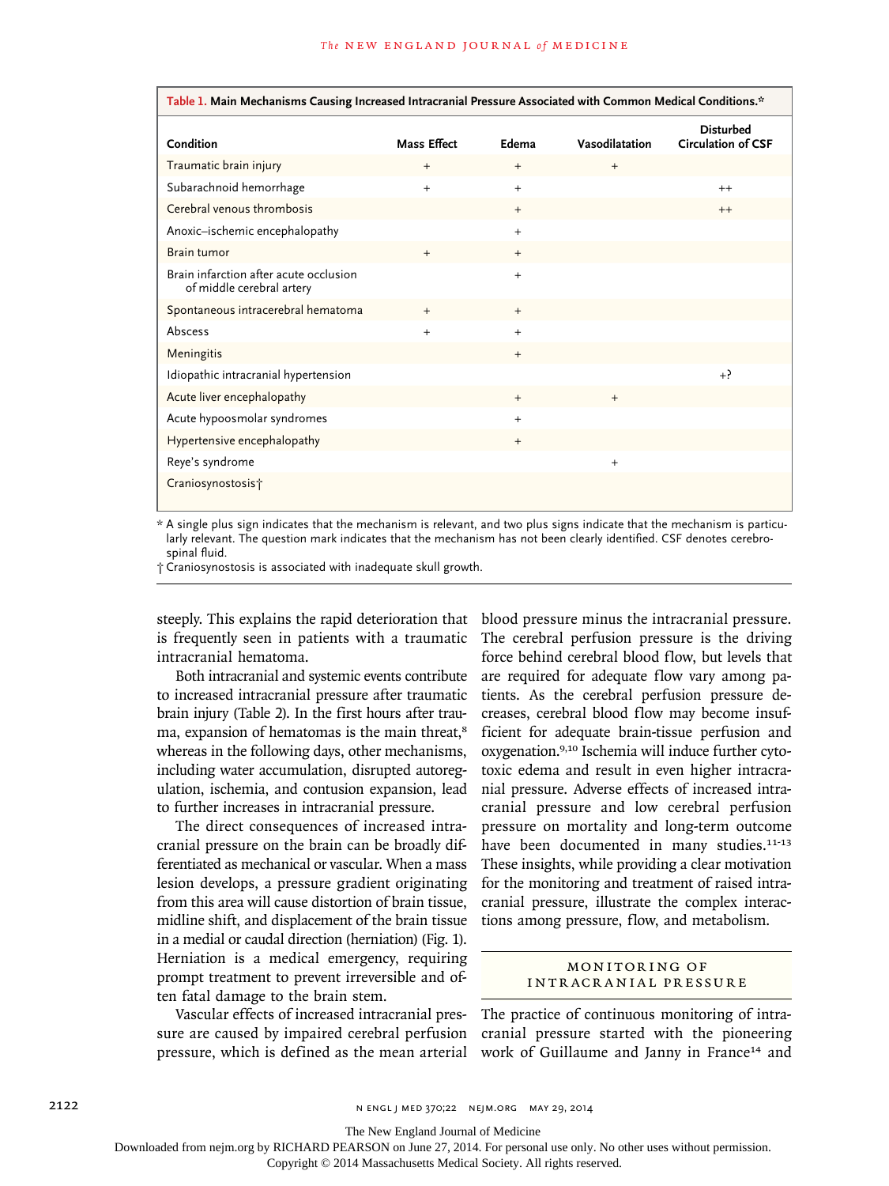**Table 1. Main Mechanisms Causing Increased Intracranial Pressure Associated with Common Medical Conditions.***

| Condition | Mass Effect | Edema | Vasodilatation | Disturbed Circulation of CSF |
|---|---|---|---|---|
| Traumatic brain injury | + | + | + | |
| Subarachnoid hemorrhage | + | + | | ++ |
| Cerebral venous thrombosis | | + | | ++ |
| Anoxic–ischemic encephalopathy | | + | | |
| Brain tumor | + | + | | |
| Brain infarction after acute occlusion of middle cerebral artery | | + | | |
| Spontaneous intracerebral hematoma | + | + | | |
| Abscess | + | + | | |
| Meningitis | | + | | |
| Idiopathic intracranial hypertension | | | | +? |
| Acute liver encephalopathy | | + | + | |
| Acute hypoosmolar syndromes | | + | | |
| Hypertensive encephalopathy | | + | | |
| Reye's syndrome | | | + | |
| Craniosynostosis† | | | | |

\* A single plus sign indicates that the mechanism is relevant, and two plus signs indicate that the mechanism is particularly relevant. The question mark indicates that the mechanism has not been clearly identified. CSF denotes cerebrospinal fluid.

† Craniosynostosis is associated with inadequate skull growth.

steeply. This explains the rapid deterioration that is frequently seen in patients with a traumatic intracranial hematoma.

Both intracranial and systemic events contribute to increased intracranial pressure after traumatic brain injury (Table 2). In the first hours after trauma, expansion of hematomas is the main threat,[8] whereas in the following days, other mechanisms, including water accumulation, disrupted autoregulation, ischemia, and contusion expansion, lead to further increases in intracranial pressure.

The direct consequences of increased intracranial pressure on the brain can be broadly differentiated as mechanical or vascular. When a mass lesion develops, a pressure gradient originating from this area will cause distortion of brain tissue, midline shift, and displacement of the brain tissue in a medial or caudal direction (herniation) (Fig. 1). Herniation is a medical emergency, requiring prompt treatment to prevent irreversible and often fatal damage to the brain stem.

Vascular effects of increased intracranial pressure are caused by impaired cerebral perfusion pressure, which is defined as the mean arterial blood pressure minus the intracranial pressure. The cerebral perfusion pressure is the driving force behind cerebral blood flow, but levels that are required for adequate flow vary among patients. As the cerebral perfusion pressure decreases, cerebral blood flow may become insufficient for adequate brain-tissue perfusion and oxygenation.[9,10] Ischemia will induce further cytotoxic edema and result in even higher intracranial pressure. Adverse effects of increased intracranial pressure and low cerebral perfusion pressure on mortality and long-term outcome have been documented in many studies.[11-13] These insights, while providing a clear motivation for the monitoring and treatment of raised intracranial pressure, illustrate the complex interactions among pressure, flow, and metabolism.

## MONITORING OF INTRACRANIAL PRESSURE

The practice of continuous monitoring of intracranial pressure started with the pioneering work of Guillaume and Janny in France[14] and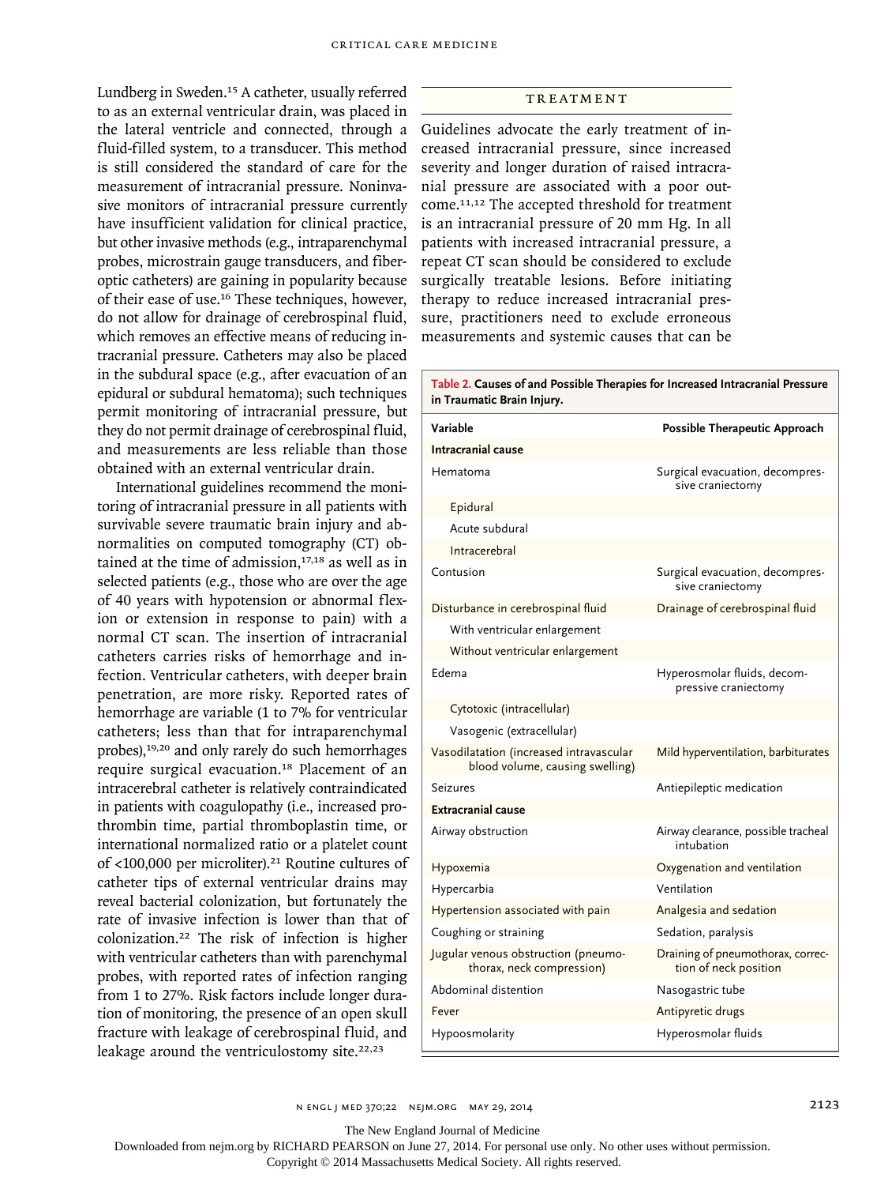Lundberg in Sweden.[15] A catheter, usually referred to as an external ventricular drain, was placed in the lateral ventricle and connected, through a fluid-filled system, to a transducer. This method is still considered the standard of care for the measurement of intracranial pressure. Noninvasive monitors of intracranial pressure currently have insufficient validation for clinical practice, but other invasive methods (e.g., intraparenchymal probes, microstrain gauge transducers, and fiberoptic catheters) are gaining in popularity because of their ease of use.[16] These techniques, however, do not allow for drainage of cerebrospinal fluid, which removes an effective means of reducing intracranial pressure. Catheters may also be placed in the subdural space (e.g., after evacuation of an epidural or subdural hematoma); such techniques permit monitoring of intracranial pressure, but they do not permit drainage of cerebrospinal fluid, and measurements are less reliable than those obtained with an external ventricular drain.

International guidelines recommend the monitoring of intracranial pressure in all patients with survivable severe traumatic brain injury and abnormalities on computed tomography (CT) obtained at the time of admission,[17,18] as well as in selected patients (e.g., those who are over the age of 40 years with hypotension or abnormal flexion or extension in response to pain) with a normal CT scan. The insertion of intracranial catheters carries risks of hemorrhage and infection. Ventricular catheters, with deeper brain penetration, are more risky. Reported rates of hemorrhage are variable (1 to 7% for ventricular catheters; less than that for intraparenchymal probes),[19,20] and only rarely do such hemorrhages require surgical evacuation.[18] Placement of an intracerebral catheter is relatively contraindicated in patients with coagulopathy (i.e., increased prothrombin time, partial thromboplastin time, or international normalized ratio or a platelet count of <100,000 per microliter).[21] Routine cultures of catheter tips of external ventricular drains may reveal bacterial colonization, but fortunately the rate of invasive infection is lower than that of colonization.[22] The risk of infection is higher with ventricular catheters than with parenchymal probes, with reported rates of infection ranging from 1 to 27%. Risk factors include longer duration of monitoring, the presence of an open skull fracture with leakage of cerebrospinal fluid, and leakage around the ventriculostomy site.[22,23]

## TREATMENT

Guidelines advocate the early treatment of increased intracranial pressure, since increased severity and longer duration of raised intracranial pressure are associated with a poor outcome.[11,12] The accepted threshold for treatment is an intracranial pressure of 20 mm Hg. In all patients with increased intracranial pressure, a repeat CT scan should be considered to exclude surgically treatable lesions. Before initiating therapy to reduce increased intracranial pressure, practitioners need to exclude erroneous measurements and systemic causes that can be

**Table 2. Causes of and Possible Therapies for Increased Intracranial Pressure in Traumatic Brain Injury.**

| Variable | Possible Therapeutic Approach |
|---|---|
| **Intracranial cause** | |
| Hematoma | Surgical evacuation, decompressive craniectomy |
| Epidural | |
| Acute subdural | |
| Intracerebral | |
| Contusion | Surgical evacuation, decompressive craniectomy |
| Disturbance in cerebrospinal fluid | Drainage of cerebrospinal fluid |
| With ventricular enlargement | |
| Without ventricular enlargement | |
| Edema | Hyperosmolar fluids, decompressive craniectomy |
| Cytotoxic (intracellular) | |
| Vasogenic (extracellular) | |
| Vasodilatation (increased intravascular blood volume, causing swelling) | Mild hyperventilation, barbiturates |
| Seizures | Antiepileptic medication |
| **Extracranial cause** | |
| Airway obstruction | Airway clearance, possible tracheal intubation |
| Hypoxemia | Oxygenation and ventilation |
| Hypercarbia | Ventilation |
| Hypertension associated with pain | Analgesia and sedation |
| Coughing or straining | Sedation, paralysis |
| Jugular venous obstruction (pneumothorax, neck compression) | Draining of pneumothorax, correction of neck position |
| Abdominal distention | Nasogastric tube |
| Fever | Antipyretic drugs |
| Hypoosmolarity | Hyperosmolar fluids |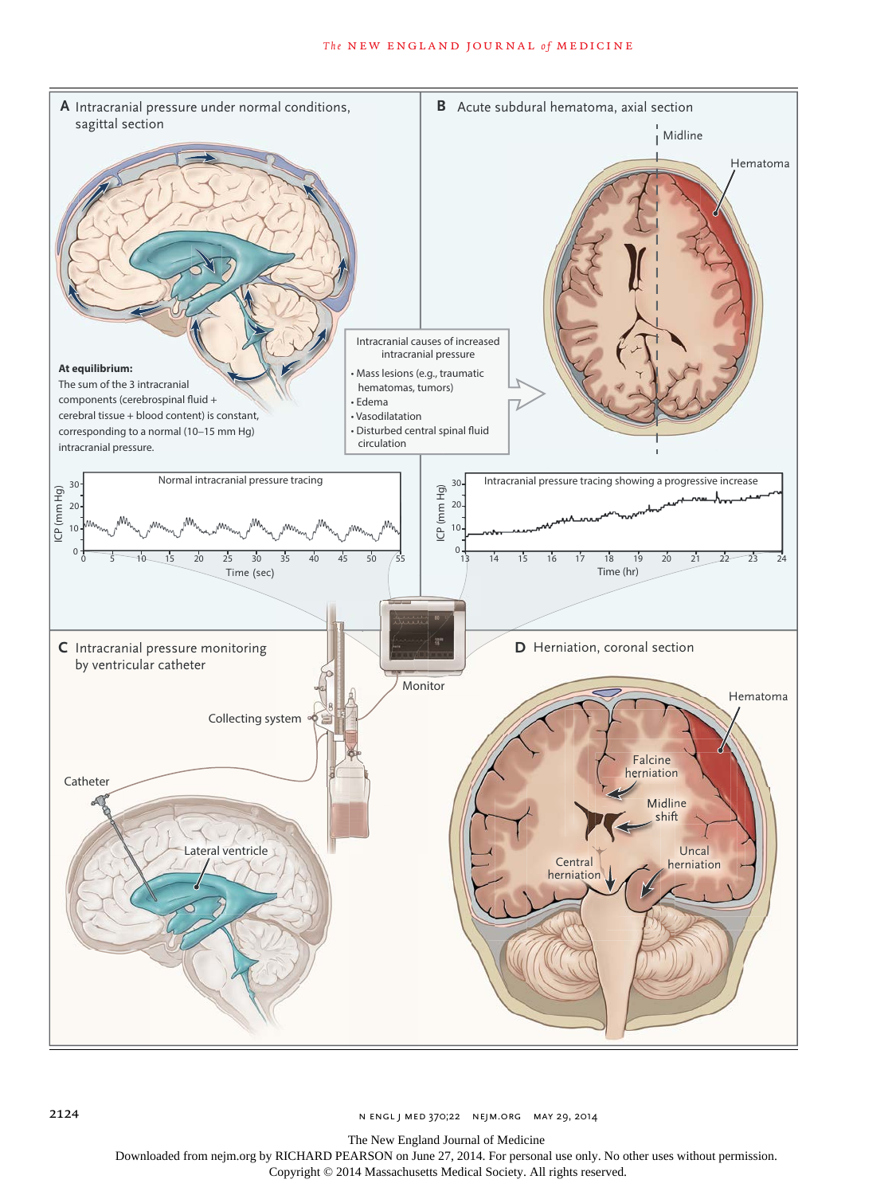**A** Intracranial pressure under normal conditions, sagittal section

**At equilibrium:**
The sum of the 3 intracranial components (cerebrospinal fluid + cerebral tissue + blood content) is constant, corresponding to a normal (10–15 mm Hg) intracranial pressure.

Intracranial causes of increased intracranial pressure

- Mass lesions (e.g., traumatic hematomas, tumors)
- Edema
- Vasodilatation
- Disturbed central spinal fluid circulation

**B** Acute subdural hematoma, axial section

Midline

Hematoma

Normal intracranial pressure tracing

ICP (mm Hg): 0, 10, 20, 30

Time (sec): 0, 5, 10, 15, 20, 25, 30, 35, 40, 45, 50, 55

Intracranial pressure tracing showing a progressive increase

ICP (mm Hg): 0, 10, 20, 30

Time (hr): 13, 14, 15, 16, 17, 18, 19, 20, 21, 22, 23, 24

**C** Intracranial pressure monitoring by ventricular catheter

Monitor

Collecting system

Catheter

Lateral ventricle

**D** Herniation, coronal section

Hematoma

Falcine herniation

Midline shift

Central herniation

Uncal herniation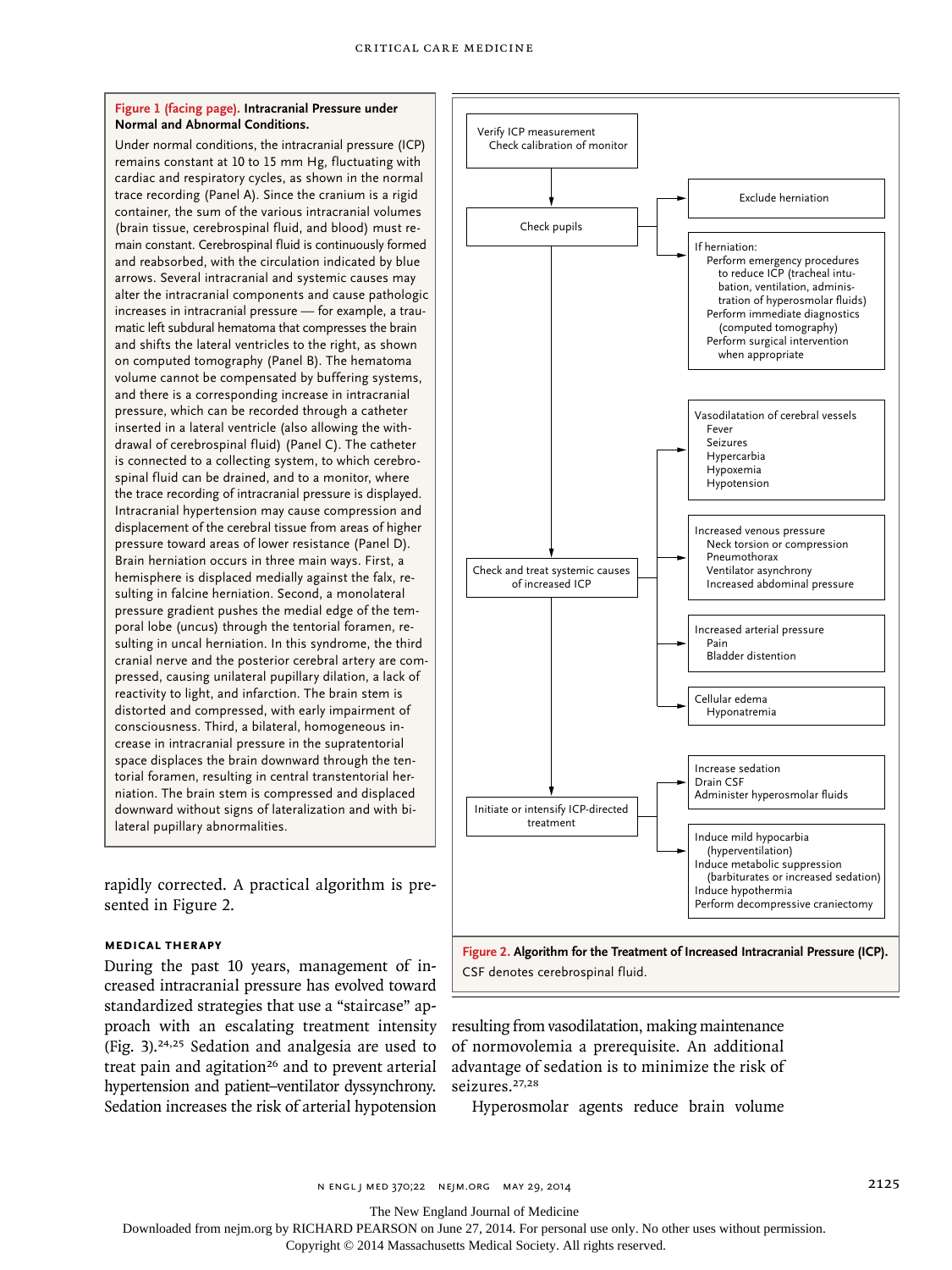**Figure 1 (facing page). Intracranial Pressure under Normal and Abnormal Conditions.**

Under normal conditions, the intracranial pressure (ICP) remains constant at 10 to 15 mm Hg, fluctuating with cardiac and respiratory cycles, as shown in the normal trace recording (Panel A). Since the cranium is a rigid container, the sum of the various intracranial volumes (brain tissue, cerebrospinal fluid, and blood) must remain constant. Cerebrospinal fluid is continuously formed and reabsorbed, with the circulation indicated by blue arrows. Several intracranial and systemic causes may alter the intracranial components and cause pathologic increases in intracranial pressure — for example, a traumatic left subdural hematoma that compresses the brain and shifts the lateral ventricles to the right, as shown on computed tomography (Panel B). The hematoma volume cannot be compensated by buffering systems, and there is a corresponding increase in intracranial pressure, which can be recorded through a catheter inserted in a lateral ventricle (also allowing the withdrawal of cerebrospinal fluid) (Panel C). The catheter is connected to a collecting system, to which cerebrospinal fluid can be drained, and to a monitor, where the trace recording of intracranial pressure is displayed. Intracranial hypertension may cause compression and displacement of the cerebral tissue from areas of higher pressure toward areas of lower resistance (Panel D). Brain herniation occurs in three main ways. First, a hemisphere is displaced medially against the falx, resulting in falcine herniation. Second, a monolateral pressure gradient pushes the medial edge of the temporal lobe (uncus) through the tentorial foramen, resulting in uncal herniation. In this syndrome, the third cranial nerve and the posterior cerebral artery are compressed, causing unilateral pupillary dilation, a lack of reactivity to light, and infarction. The brain stem is distorted and compressed, with early impairment of consciousness. Third, a bilateral, homogeneous increase in intracranial pressure in the supratentorial space displaces the brain downward through the tentorial foramen, resulting in central transtentorial herniation. The brain stem is compressed and displaced downward without signs of lateralization and with bilateral pupillary abnormalities.

rapidly corrected. A practical algorithm is presented in Figure 2.

Verify ICP measurement
Check calibration of monitor

Check pupils

Exclude herniation

If herniation:
Perform emergency procedures to reduce ICP (tracheal intubation, ventilation, administration of hyperosmolar fluids)
Perform immediate diagnostics (computed tomography)
Perform surgical intervention when appropriate

Check and treat systemic causes of increased ICP

Vasodilatation of cerebral vessels
Fever
Seizures
Hypercarbia
Hypoxemia
Hypotension

Increased venous pressure
Neck torsion or compression
Pneumothorax
Ventilator asynchrony
Increased abdominal pressure

Increased arterial pressure
Pain
Bladder distention

Cellular edema
Hyponatremia

Initiate or intensify ICP-directed treatment

Increase sedation
Drain CSF
Administer hyperosmolar fluids

Induce mild hypocarbia (hyperventilation)
Induce metabolic suppression (barbiturates or increased sedation)
Induce hypothermia
Perform decompressive craniectomy

**Figure 2. Algorithm for the Treatment of Increased Intracranial Pressure (ICP).** CSF denotes cerebrospinal fluid.

### MEDICAL THERAPY

During the past 10 years, management of increased intracranial pressure has evolved toward standardized strategies that use a "staircase" approach with an escalating treatment intensity (Fig. 3).[24,25] Sedation and analgesia are used to treat pain and agitation[26] and to prevent arterial hypertension and patient–ventilator dyssynchrony. Sedation increases the risk of arterial hypotension resulting from vasodilatation, making maintenance of normovolemia a prerequisite. An additional advantage of sedation is to minimize the risk of seizures.[27,28]

Hyperosmolar agents reduce brain volume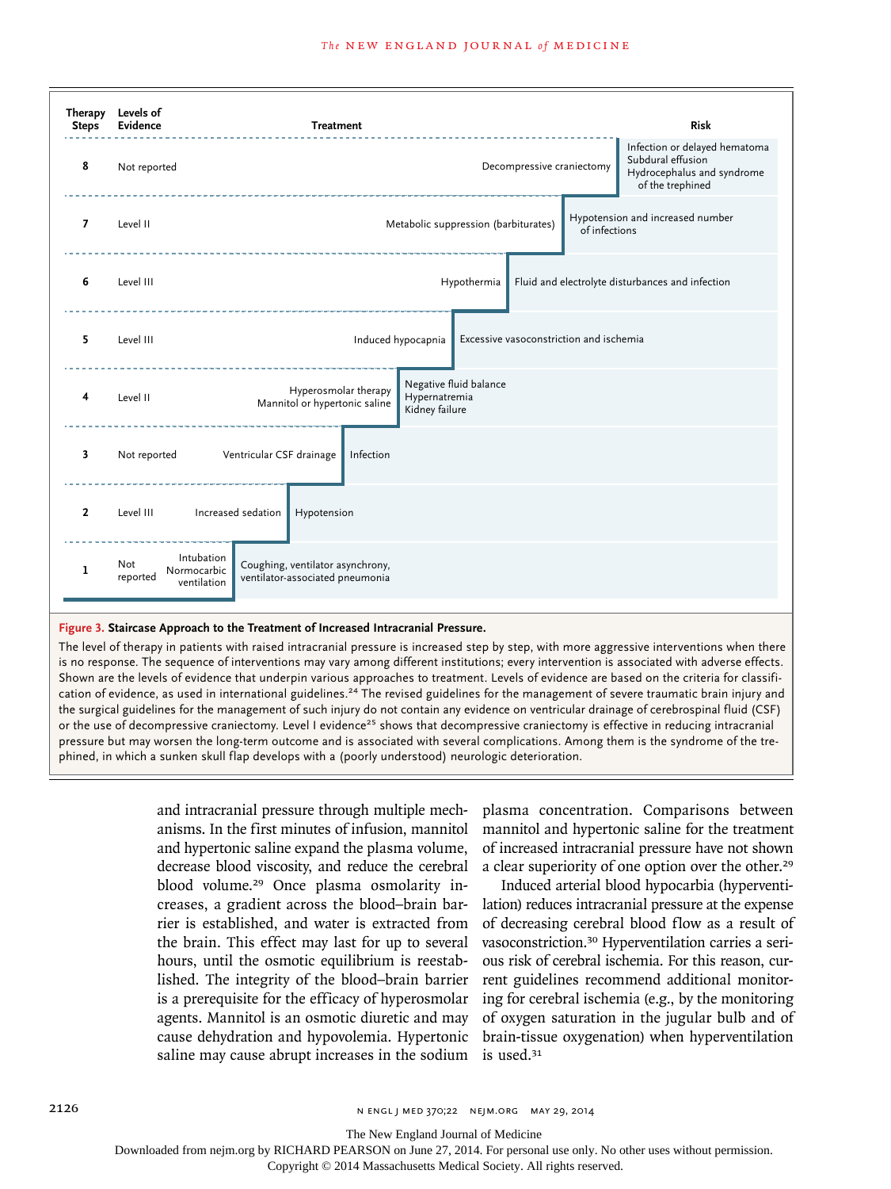Therapy Steps
Levels of Evidence
Treatment
Risk

8
Not reported
Decompressive craniectomy
Infection or delayed hematoma
Subdural effusion
Hydrocephalus and syndrome of the trephined

7
Level II
Metabolic suppression (barbiturates)
Hypotension and increased number of infections

6
Level III
Hypothermia
Fluid and electrolyte disturbances and infection

5
Level III
Induced hypocapnia
Excessive vasoconstriction and ischemia

4
Level II
Hyperosmolar therapy
Mannitol or hypertonic saline
Negative fluid balance
Hypernatremia
Kidney failure

3
Not reported
Ventricular CSF drainage
Infection

2
Level III
Increased sedation
Hypotension

1
Not reported
Intubation
Normocarbic ventilation
Coughing, ventilator asynchrony, ventilator-associated pneumonia

**Figure 3. Staircase Approach to the Treatment of Increased Intracranial Pressure.**

The level of therapy in patients with raised intracranial pressure is increased step by step, with more aggressive interventions when there is no response. The sequence of interventions may vary among different institutions; every intervention is associated with adverse effects. Shown are the levels of evidence that underpin various approaches to treatment. Levels of evidence are based on the criteria for classification of evidence, as used in international guidelines.[24] The revised guidelines for the management of severe traumatic brain injury and the surgical guidelines for the management of such injury do not contain any evidence on ventricular drainage of cerebrospinal fluid (CSF) or the use of decompressive craniectomy. Level I evidence[25] shows that decompressive craniectomy is effective in reducing intracranial pressure but may worsen the long-term outcome and is associated with several complications. Among them is the syndrome of the trephined, in which a sunken skull flap develops with a (poorly understood) neurologic deterioration.

and intracranial pressure through multiple mechanisms. In the first minutes of infusion, mannitol and hypertonic saline expand the plasma volume, decrease blood viscosity, and reduce the cerebral blood volume.[29] Once plasma osmolarity increases, a gradient across the blood–brain barrier is established, and water is extracted from the brain. This effect may last for up to several hours, until the osmotic equilibrium is reestablished. The integrity of the blood–brain barrier is a prerequisite for the efficacy of hyperosmolar agents. Mannitol is an osmotic diuretic and may cause dehydration and hypovolemia. Hypertonic saline may cause abrupt increases in the sodium plasma concentration. Comparisons between mannitol and hypertonic saline for the treatment of increased intracranial pressure have not shown a clear superiority of one option over the other.[29]

Induced arterial blood hypocarbia (hyperventilation) reduces intracranial pressure at the expense of decreasing cerebral blood flow as a result of vasoconstriction.[30] Hyperventilation carries a serious risk of cerebral ischemia. For this reason, current guidelines recommend additional monitoring for cerebral ischemia (e.g., by the monitoring of oxygen saturation in the jugular bulb and of brain-tissue oxygenation) when hyperventilation is used.[31]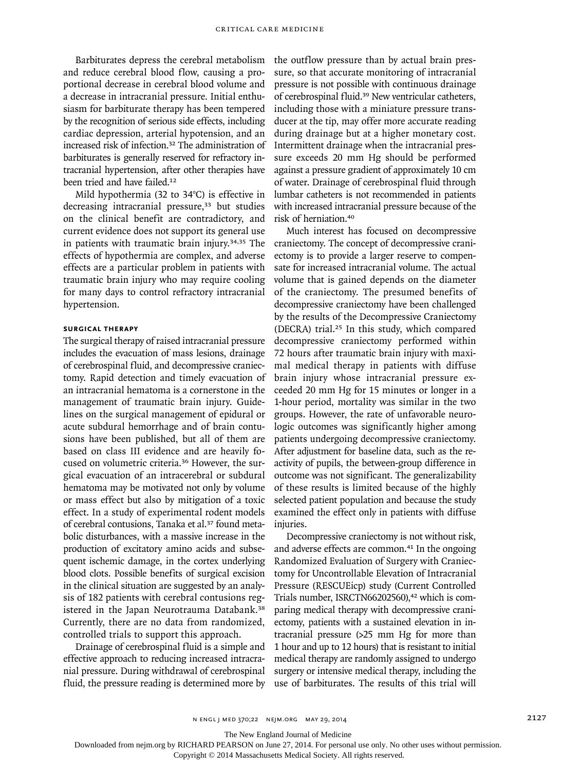Barbiturates depress the cerebral metabolism and reduce cerebral blood flow, causing a proportional decrease in cerebral blood volume and a decrease in intracranial pressure. Initial enthusiasm for barbiturate therapy has been tempered by the recognition of serious side effects, including cardiac depression, arterial hypotension, and an increased risk of infection.[32] The administration of barbiturates is generally reserved for refractory intracranial hypertension, after other therapies have been tried and have failed.[12]

Mild hypothermia (32 to 34°C) is effective in decreasing intracranial pressure,[33] but studies on the clinical benefit are contradictory, and current evidence does not support its general use in patients with traumatic brain injury.[34,35] The effects of hypothermia are complex, and adverse effects are a particular problem in patients with traumatic brain injury who may require cooling for many days to control refractory intracranial hypertension.

### SURGICAL THERAPY

The surgical therapy of raised intracranial pressure includes the evacuation of mass lesions, drainage of cerebrospinal fluid, and decompressive craniectomy. Rapid detection and timely evacuation of an intracranial hematoma is a cornerstone in the management of traumatic brain injury. Guidelines on the surgical management of epidural or acute subdural hemorrhage and of brain contusions have been published, but all of them are based on class III evidence and are heavily focused on volumetric criteria.[36] However, the surgical evacuation of an intracerebral or subdural hematoma may be motivated not only by volume or mass effect but also by mitigation of a toxic effect. In a study of experimental rodent models of cerebral contusions, Tanaka et al.[37] found metabolic disturbances, with a massive increase in the production of excitatory amino acids and subsequent ischemic damage, in the cortex underlying blood clots. Possible benefits of surgical excision in the clinical situation are suggested by an analysis of 182 patients with cerebral contusions registered in the Japan Neurotrauma Databank.[38] Currently, there are no data from randomized, controlled trials to support this approach.

Drainage of cerebrospinal fluid is a simple and effective approach to reducing increased intracranial pressure. During withdrawal of cerebrospinal fluid, the pressure reading is determined more by the outflow pressure than by actual brain pressure, so that accurate monitoring of intracranial pressure is not possible with continuous drainage of cerebrospinal fluid.[39] New ventricular catheters, including those with a miniature pressure transducer at the tip, may offer more accurate reading during drainage but at a higher monetary cost. Intermittent drainage when the intracranial pressure exceeds 20 mm Hg should be performed against a pressure gradient of approximately 10 cm of water. Drainage of cerebrospinal fluid through lumbar catheters is not recommended in patients with increased intracranial pressure because of the risk of herniation.[40]

Much interest has focused on decompressive craniectomy. The concept of decompressive craniectomy is to provide a larger reserve to compensate for increased intracranial volume. The actual volume that is gained depends on the diameter of the craniectomy. The presumed benefits of decompressive craniectomy have been challenged by the results of the Decompressive Craniectomy (DECRA) trial.[25] In this study, which compared decompressive craniectomy performed within 72 hours after traumatic brain injury with maximal medical therapy in patients with diffuse brain injury whose intracranial pressure exceeded 20 mm Hg for 15 minutes or longer in a 1-hour period, mortality was similar in the two groups. However, the rate of unfavorable neurologic outcomes was significantly higher among patients undergoing decompressive craniectomy. After adjustment for baseline data, such as the reactivity of pupils, the between-group difference in outcome was not significant. The generalizability of these results is limited because of the highly selected patient population and because the study examined the effect only in patients with diffuse injuries.

Decompressive craniectomy is not without risk, and adverse effects are common.[41] In the ongoing Randomized Evaluation of Surgery with Craniectomy for Uncontrollable Elevation of Intracranial Pressure (RESCUEicp) study (Current Controlled Trials number, ISRCTN66202560),[42] which is comparing medical therapy with decompressive craniectomy, patients with a sustained elevation in intracranial pressure (>25 mm Hg for more than 1 hour and up to 12 hours) that is resistant to initial medical therapy are randomly assigned to undergo surgery or intensive medical therapy, including the use of barbiturates. The results of this trial will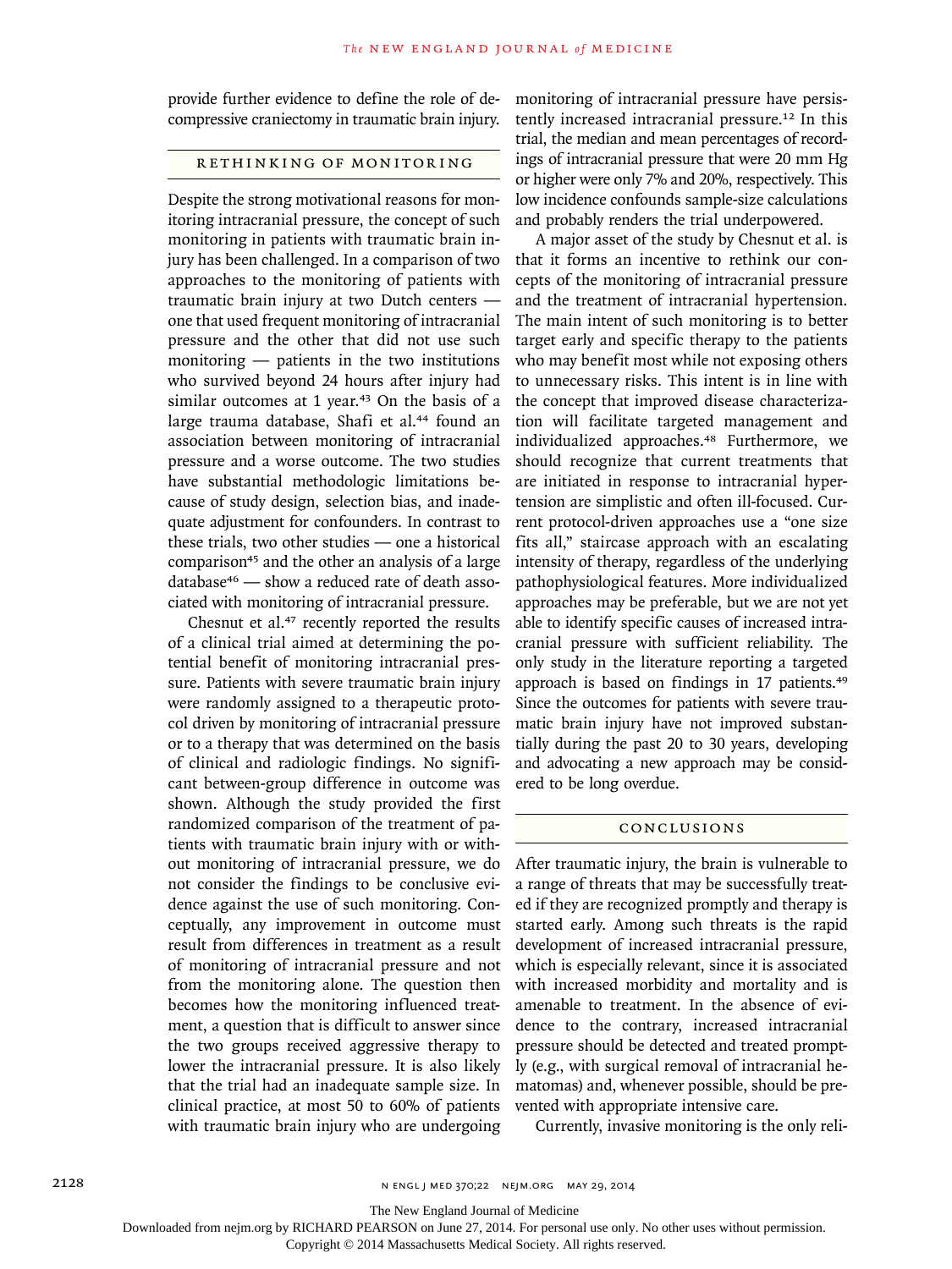provide further evidence to define the role of decompressive craniectomy in traumatic brain injury.

## Rethinking of Monitoring

Despite the strong motivational reasons for monitoring intracranial pressure, the concept of such monitoring in patients with traumatic brain injury has been challenged. In a comparison of two approaches to the monitoring of patients with traumatic brain injury at two Dutch centers — one that used frequent monitoring of intracranial pressure and the other that did not use such monitoring — patients in the two institutions who survived beyond 24 hours after injury had similar outcomes at 1 year.[43] On the basis of a large trauma database, Shafi et al.[44] found an association between monitoring of intracranial pressure and a worse outcome. The two studies have substantial methodologic limitations because of study design, selection bias, and inadequate adjustment for confounders. In contrast to these trials, two other studies — one a historical comparison[45] and the other an analysis of a large database[46] — show a reduced rate of death associated with monitoring of intracranial pressure.

Chesnut et al.[47] recently reported the results of a clinical trial aimed at determining the potential benefit of monitoring intracranial pressure. Patients with severe traumatic brain injury were randomly assigned to a therapeutic protocol driven by monitoring of intracranial pressure or to a therapy that was determined on the basis of clinical and radiologic findings. No significant between-group difference in outcome was shown. Although the study provided the first randomized comparison of the treatment of patients with traumatic brain injury with or without monitoring of intracranial pressure, we do not consider the findings to be conclusive evidence against the use of such monitoring. Conceptually, any improvement in outcome must result from differences in treatment as a result of monitoring of intracranial pressure and not from the monitoring alone. The question then becomes how the monitoring influenced treatment, a question that is difficult to answer since the two groups received aggressive therapy to lower the intracranial pressure. It is also likely that the trial had an inadequate sample size. In clinical practice, at most 50 to 60% of patients with traumatic brain injury who are undergoing monitoring of intracranial pressure have persistently increased intracranial pressure.[12] In this trial, the median and mean percentages of recordings of intracranial pressure that were 20 mm Hg or higher were only 7% and 20%, respectively. This low incidence confounds sample-size calculations and probably renders the trial underpowered.

A major asset of the study by Chesnut et al. is that it forms an incentive to rethink our concepts of the monitoring of intracranial pressure and the treatment of intracranial hypertension. The main intent of such monitoring is to better target early and specific therapy to the patients who may benefit most while not exposing others to unnecessary risks. This intent is in line with the concept that improved disease characterization will facilitate targeted management and individualized approaches.[48] Furthermore, we should recognize that current treatments that are initiated in response to intracranial hypertension are simplistic and often ill-focused. Current protocol-driven approaches use a "one size fits all," staircase approach with an escalating intensity of therapy, regardless of the underlying pathophysiological features. More individualized approaches may be preferable, but we are not yet able to identify specific causes of increased intracranial pressure with sufficient reliability. The only study in the literature reporting a targeted approach is based on findings in 17 patients.[49] Since the outcomes for patients with severe traumatic brain injury have not improved substantially during the past 20 to 30 years, developing and advocating a new approach may be considered to be long overdue.

## Conclusions

After traumatic injury, the brain is vulnerable to a range of threats that may be successfully treated if they are recognized promptly and therapy is started early. Among such threats is the rapid development of increased intracranial pressure, which is especially relevant, since it is associated with increased morbidity and mortality and is amenable to treatment. In the absence of evidence to the contrary, increased intracranial pressure should be detected and treated promptly (e.g., with surgical removal of intracranial hematomas) and, whenever possible, should be prevented with appropriate intensive care.

Currently, invasive monitoring is the only reli-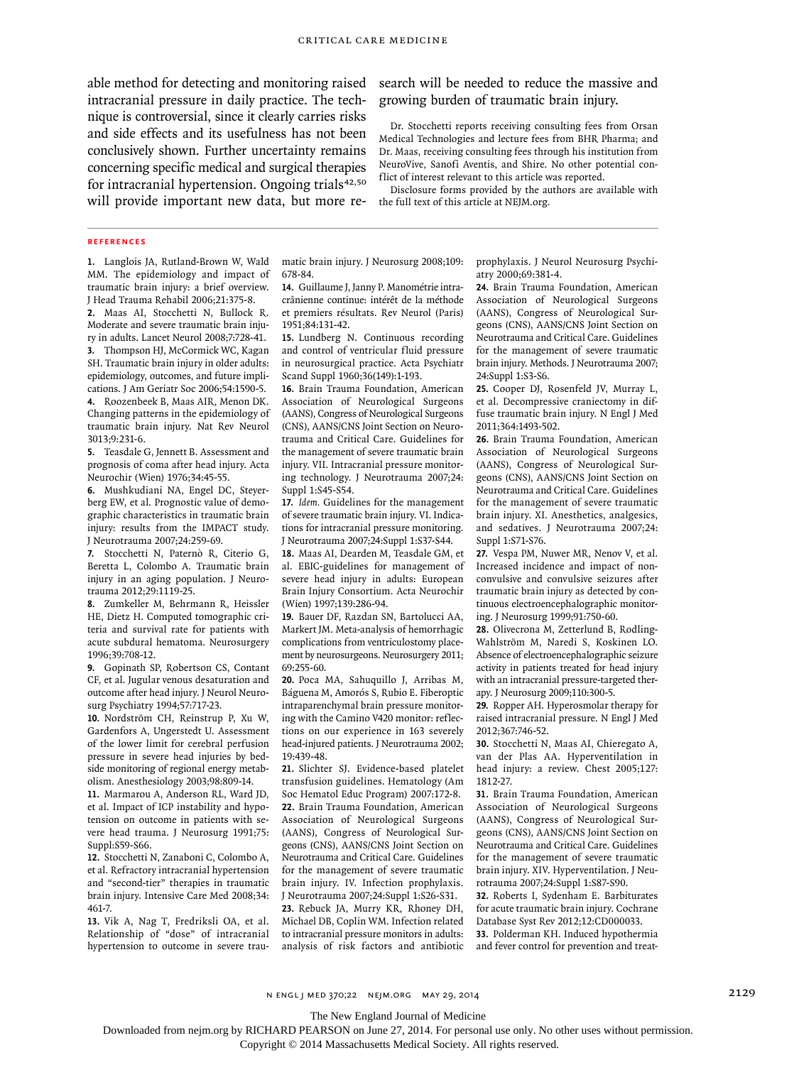able method for detecting and monitoring raised intracranial pressure in daily practice. The technique is controversial, since it clearly carries risks and side effects and its usefulness has not been conclusively shown. Further uncertainty remains concerning specific medical and surgical therapies for intracranial hypertension. Ongoing trials[42,50] will provide important new data, but more research will be needed to reduce the massive and growing burden of traumatic brain injury.

Dr. Stocchetti reports receiving consulting fees from Orsan Medical Technologies and lecture fees from BHR Pharma; and Dr. Maas, receiving consulting fees through his institution from NeuroVive, Sanofi Aventis, and Shire. No other potential conflict of interest relevant to this article was reported.

Disclosure forms provided by the authors are available with the full text of this article at NEJM.org.

## References

1. Langlois JA, Rutland-Brown W, Wald MM. The epidemiology and impact of traumatic brain injury: a brief overview. J Head Trauma Rehabil 2006;21:375-8.
2. Maas AI, Stocchetti N, Bullock R. Moderate and severe traumatic brain injury in adults. Lancet Neurol 2008;7:728-41.
3. Thompson HJ, McCormick WC, Kagan SH. Traumatic brain injury in older adults: epidemiology, outcomes, and future implications. J Am Geriatr Soc 2006;54:1590-5.
4. Roozenbeek B, Maas AIR, Menon DK. Changing patterns in the epidemiology of traumatic brain injury. Nat Rev Neurol 3013;9:231-6.
5. Teasdale G, Jennett B. Assessment and prognosis of coma after head injury. Acta Neurochir (Wien) 1976;34:45-55.
6. Mushkudiani NA, Engel DC, Steyerberg EW, et al. Prognostic value of demographic characteristics in traumatic brain injury: results from the IMPACT study. J Neurotrauma 2007;24:259-69.
7. Stocchetti N, Paternò R, Citerio G, Beretta L, Colombo A. Traumatic brain injury in an aging population. J Neurotrauma 2012;29:1119-25.
8. Zumkeller M, Behrmann R, Heissler HE, Dietz H. Computed tomographic criteria and survival rate for patients with acute subdural hematoma. Neurosurgery 1996;39:708-12.
9. Gopinath SP, Robertson CS, Contant CF, et al. Jugular venous desaturation and outcome after head injury. J Neurol Neurosurg Psychiatry 1994;57:717-23.
10. Nordström CH, Reinstrup P, Xu W, Gardenfors A, Ungerstedt U. Assessment of the lower limit for cerebral perfusion pressure in severe head injuries by bedside monitoring of regional energy metabolism. Anesthesiology 2003;98:809-14.
11. Marmarou A, Anderson RL, Ward JD, et al. Impact of ICP instability and hypotension on outcome in patients with severe head trauma. J Neurosurg 1991;75:Suppl:S59-S66.
12. Stocchetti N, Zanaboni C, Colombo A, et al. Refractory intracranial hypertension and "second-tier" therapies in traumatic brain injury. Intensive Care Med 2008;34:461-7.
13. Vik A, Nag T, Fredriksli OA, et al. Relationship of "dose" of intracranial hypertension to outcome in severe traumatic brain injury. J Neurosurg 2008;109:678-84.
14. Guillaume J, Janny P. Manométrie intracrânienne continue: intérêt de la méthode et premiers résultats. Rev Neurol (Paris) 1951;84:131-42.
15. Lundberg N. Continuous recording and control of ventricular fluid pressure in neurosurgical practice. Acta Psychiatr Scand Suppl 1960;36(149):1-193.
16. Brain Trauma Foundation, American Association of Neurological Surgeons (AANS), Congress of Neurological Surgeons (CNS), AANS/CNS Joint Section on Neurotrauma and Critical Care. Guidelines for the management of severe traumatic brain injury. VII. Intracranial pressure monitoring technology. J Neurotrauma 2007;24:Suppl 1:S45-S54.
17. *Idem.* Guidelines for the management of severe traumatic brain injury. VI. Indications for intracranial pressure monitoring. J Neurotrauma 2007;24:Suppl 1:S37-S44.
18. Maas AI, Dearden M, Teasdale GM, et al. EBIC-guidelines for management of severe head injury in adults: European Brain Injury Consortium. Acta Neurochir (Wien) 1997;139:286-94.
19. Bauer DF, Razdan SN, Bartolucci AA, Markert JM. Meta-analysis of hemorrhagic complications from ventriculostomy placement by neurosurgeons. Neurosurgery 2011;69:255-60.
20. Poca MA, Sahuquillo J, Arribas M, Báguena M, Amorós S, Rubio E. Fiberoptic intraparenchymal brain pressure monitoring with the Camino V420 monitor: reflections on our experience in 163 severely head-injured patients. J Neurotrauma 2002;19:439-48.
21. Slichter SJ. Evidence-based platelet transfusion guidelines. Hematology (Am Soc Hematol Educ Program) 2007:172-8.
22. Brain Trauma Foundation, American Association of Neurological Surgeons (AANS), Congress of Neurological Surgeons (CNS), AANS/CNS Joint Section on Neurotrauma and Critical Care. Guidelines for the management of severe traumatic brain injury. IV. Infection prophylaxis. J Neurotrauma 2007;24:Suppl 1:S26-S31.
23. Rebuck JA, Murry KR, Rhoney DH, Michael DB, Coplin WM. Infection related to intracranial pressure monitors in adults: analysis of risk factors and antibiotic prophylaxis. J Neurol Neurosurg Psychiatry 2000;69:381-4.
24. Brain Trauma Foundation, American Association of Neurological Surgeons (AANS), Congress of Neurological Surgeons (CNS), AANS/CNS Joint Section on Neurotrauma and Critical Care. Guidelines for the management of severe traumatic brain injury. Methods. J Neurotrauma 2007;24:Suppl 1:S3-S6.
25. Cooper DJ, Rosenfeld JV, Murray L, et al. Decompressive craniectomy in diffuse traumatic brain injury. N Engl J Med 2011;364:1493-502.
26. Brain Trauma Foundation, American Association of Neurological Surgeons (AANS), Congress of Neurological Surgeons (CNS), AANS/CNS Joint Section on Neurotrauma and Critical Care. Guidelines for the management of severe traumatic brain injury. XI. Anesthetics, analgesics, and sedatives. J Neurotrauma 2007;24:Suppl 1:S71-S76.
27. Vespa PM, Nuwer MR, Nenov V, et al. Increased incidence and impact of nonconvulsive and convulsive seizures after traumatic brain injury as detected by continuous electroencephalographic monitoring. J Neurosurg 1999;91:750-60.
28. Olivecrona M, Zetterlund B, Rodling-Wahlström M, Naredi S, Koskinen LO. Absence of electroencephalographic seizure activity in patients treated for head injury with an intracranial pressure-targeted therapy. J Neurosurg 2009;110:300-5.
29. Ropper AH. Hyperosmolar therapy for raised intracranial pressure. N Engl J Med 2012;367:746-52.
30. Stocchetti N, Maas AI, Chieregato A, van der Plas AA. Hyperventilation in head injury: a review. Chest 2005;127:1812-27.
31. Brain Trauma Foundation, American Association of Neurological Surgeons (AANS), Congress of Neurological Surgeons (CNS), AANS/CNS Joint Section on Neurotrauma and Critical Care. Guidelines for the management of severe traumatic brain injury. XIV. Hyperventilation. J Neurotrauma 2007;24:Suppl 1:S87-S90.
32. Roberts I, Sydenham E. Barbiturates for acute traumatic brain injury. Cochrane Database Syst Rev 2012;12:CD000033.
33. Polderman KH. Induced hypothermia and fever control for prevention and treat-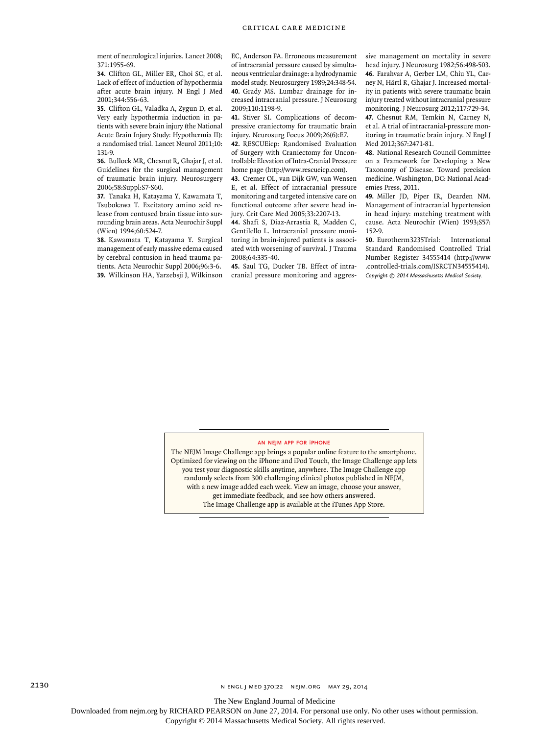ment of neurological injuries. Lancet 2008; 371:1955-69.

**34.** Clifton GL, Miller ER, Choi SC, et al. Lack of effect of induction of hypothermia after acute brain injury. N Engl J Med 2001;344:556-63.

**35.** Clifton GL, Valadka A, Zygun D, et al. Very early hypothermia induction in patients with severe brain injury (the National Acute Brain Injury Study: Hypothermia II): a randomised trial. Lancet Neurol 2011;10: 131-9.

**36.** Bullock MR, Chesnut R, Ghajar J, et al. Guidelines for the surgical management of traumatic brain injury. Neurosurgery 2006;58:Suppl:S7-S60.

**37.** Tanaka H, Katayama Y, Kawamata T, Tsubokawa T. Excitatory amino acid release from contused brain tissue into surrounding brain areas. Acta Neurochir Suppl (Wien) 1994;60:524-7.

**38.** Kawamata T, Katayama Y. Surgical management of early massive edema caused by cerebral contusion in head trauma patients. Acta Neurochir Suppl 2006;96:3-6.

**39.** Wilkinson HA, Yarzebsji J, Wilkinson EC, Anderson FA. Erroneous measurement of intracranial pressure caused by simultaneous ventricular drainage: a hydrodynamic model study. Neurosurgery 1989;24:348-54.

**40.** Grady MS. Lumbar drainage for increased intracranial pressure. J Neurosurg 2009;110:1198-9.

**41.** Stiver SI. Complications of decompressive craniectomy for traumatic brain injury. Neurosurg Focus 2009;26(6):E7.

**42.** RESCUEicp: Randomised Evaluation of Surgery with Craniectomy for Uncontrollable Elevation of Intra-Cranial Pressure home page (http://www.rescueicp.com).

**43.** Cremer OL, van Dijk GW, van Wensen E, et al. Effect of intracranial pressure monitoring and targeted intensive care on functional outcome after severe head injury. Crit Care Med 2005;33:2207-13.

**44.** Shafi S, Diaz-Arrastia R, Madden C, Gentilello L. Intracranial pressure monitoring in brain-injured patients is associated with worsening of survival. J Trauma 2008;64:335-40.

**45.** Saul TG, Ducker TB. Effect of intracranial pressure monitoring and aggressive management on mortality in severe head injury. J Neurosurg 1982;56:498-503.

**46.** Farahvar A, Gerber LM, Chiu YL, Carney N, Härtl R, Ghajar J. Increased mortality in patients with severe traumatic brain injury treated without intracranial pressure monitoring. J Neurosurg 2012;117:729-34.

**47.** Chesnut RM, Temkin N, Carney N, et al. A trial of intracranial-pressure monitoring in traumatic brain injury. N Engl J Med 2012;367:2471-81.

**48.** National Research Council Committee on a Framework for Developing a New Taxonomy of Disease. Toward precision medicine. Washington, DC: National Academies Press, 2011.

**49.** Miller JD, Piper IR, Dearden NM. Management of intracranial hypertension in head injury: matching treatment with cause. Acta Neurochir (Wien) 1993;S57: 152-9.

**50.** Eurotherm3235Trial: International Standard Randomised Controlled Trial Number Register 34555414 (http://www.controlled-trials.com/ISRCTN34555414).

*Copyright © 2014 Massachusetts Medical Society.*

**AN NEJM APP FOR iPHONE**

The NEJM Image Challenge app brings a popular online feature to the smartphone. Optimized for viewing on the iPhone and iPod Touch, the Image Challenge app lets you test your diagnostic skills anytime, anywhere. The Image Challenge app randomly selects from 300 challenging clinical photos published in NEJM, with a new image added each week. View an image, choose your answer, get immediate feedback, and see how others answered. The Image Challenge app is available at the iTunes App Store.